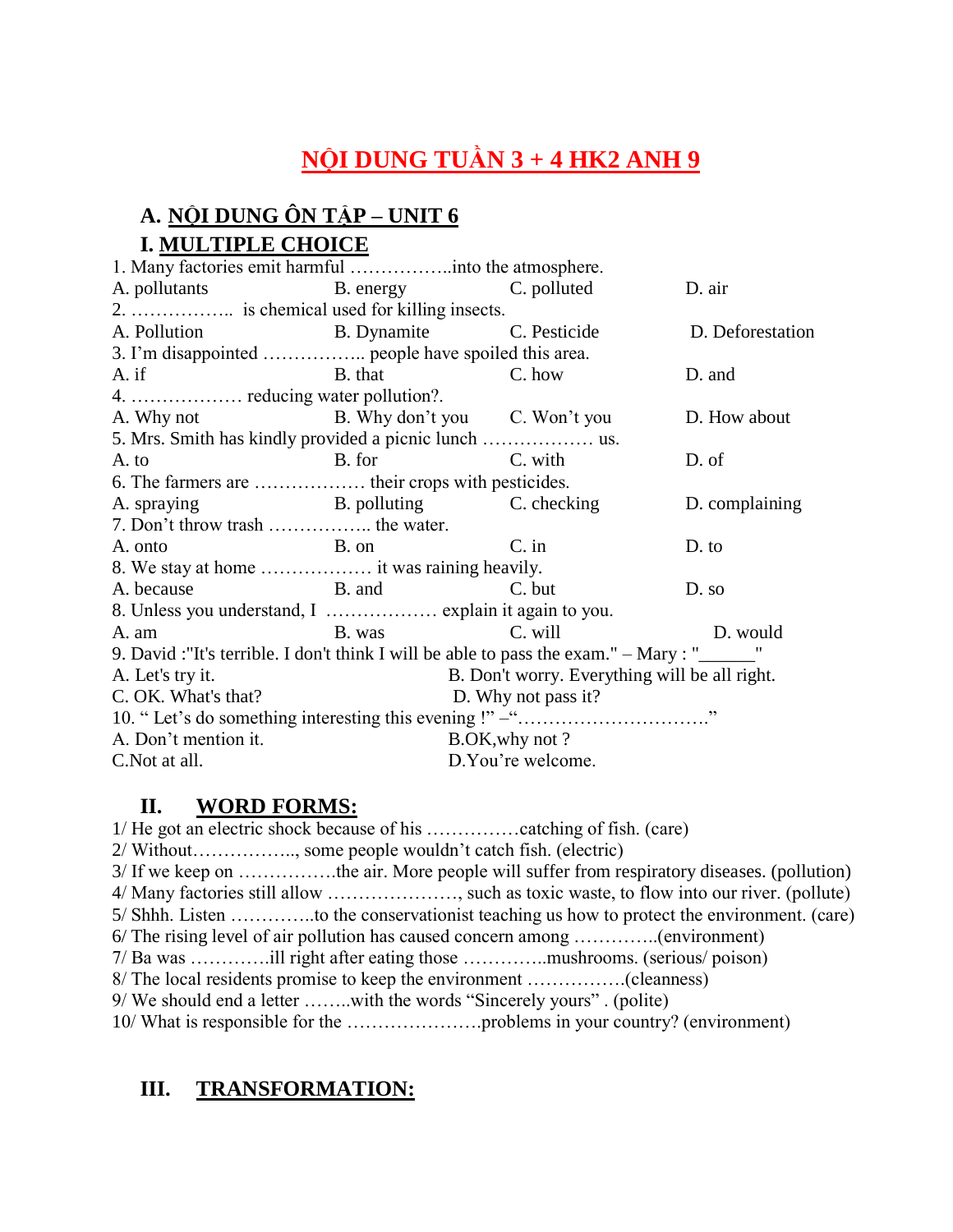# NỘI DUNG TUẦN 3 + 4 HK2 ANH 9

## A. NỘI DUNG ÔN TẬP – UNIT 6

### I. MULTIPLE CHOICE

1. Many factories emit harmful ……………..into the atmosphere.

A. pollutants B. energy C. polluted D. air

2. …………….. is chemical used for killing insects.

A. Pollution B. Dynamite C. Pesticide D. Deforestation

3. I'm disappointed …………….. people have spoiled this area.

A. if B. that C. how D. and

4. ……………… reducing water pollution?.

A. Why not B. Why don't you C. Won't you D. How about

5. Mrs. Smith has kindly provided a picnic lunch ……………… us.

A. to B. for C. with D. of

6. The farmers are ……………… their crops with pesticides.

A. spraying B. polluting C. checking D. complaining

7. Don't throw trash …………….. the water.

A. onto B. on C. in D. to

8. We stay at home ……………… it was raining heavily.

A. because B. and C. but D. so

8. Unless you understand, I ……………… explain it again to you.

A. am B. was C. will D. would

9. David :"It's terrible. I don't think I will be able to pass the exam." – Mary : "______"

A. Let's try it. B. Don't worry. Everything will be all right.

C. OK. What's that? D. Why not pass it?

10. " Let's do something interesting this evening !" –"…………………………."

A. Don't mention it. B.OK,why not ?

C.Not at all. D.You're welcome.

### II. WORD FORMS:

1/ He got an electric shock because of his ……………catching of fish. (care)

2/ Without…………….., some people wouldn't catch fish. (electric)

3/ If we keep on …………….the air. More people will suffer from respiratory diseases. (pollution)

4/ Many factories still allow …………………, such as toxic waste, to flow into our river. (pollute)

5/ Shhh. Listen ………….to the conservationist teaching us how to protect the environment. (care)

6/ The rising level of air pollution has caused concern among …………..(environment)

7/ Ba was …………ill right after eating those …………..mushrooms. (serious/ poison)

8/ The local residents promise to keep the environment …………….(cleanness)

9/ We should end a letter ……..with the words "Sincerely yours" . (polite)

10/ What is responsible for the ………………….problems in your country? (environment)

### III. TRANSFORMATION: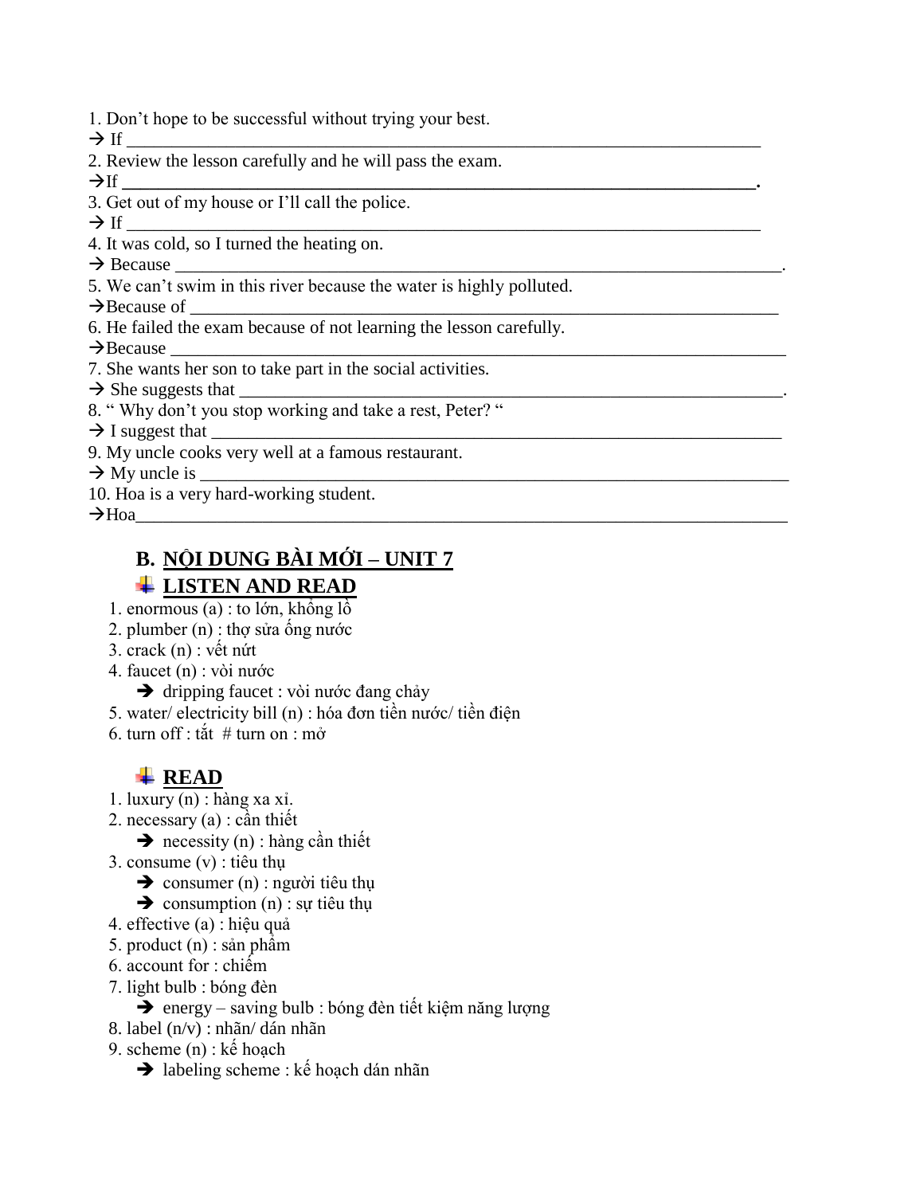1. Don't hope to be successful without trying your best.
→ If ___________________________________________________________________________
2. Review the lesson carefully and he will pass the exam.
→If ___________________________________________________________________________.
3. Get out of my house or I'll call the police.
→ If ___________________________________________________________________________
4. It was cold, so I turned the heating on.
→ Because _______________________________________________________________________.
5. We can't swim in this river because the water is highly polluted.
→Because of _____________________________________________________________________
6. He failed the exam because of not learning the lesson carefully.
→Because ________________________________________________________________________
7. She wants her son to take part in the social activities.
→ She suggests that ______________________________________________________________.
8. " Why don't you stop working and take a rest, Peter? "
→ I suggest that __________________________________________________________________
9. My uncle cooks very well at a famous restaurant.
→ My uncle is ____________________________________________________________________
10. Hoa is a very hard-working student.
→Hoa___________________________________________________________________________

## B. NỘI DUNG BÀI MỚI – UNIT 7

### LISTEN AND READ

1. enormous (a) : to lớn, khổng lồ
2. plumber (n) : thợ sửa ống nước
3. crack (n) : vết nứt
4. faucet (n) : vòi nước
   - → dripping faucet : vòi nước đang chảy
5. water/ electricity bill (n) : hóa đơn tiền nước/ tiền điện
6. turn off : tắt # turn on : mở

### READ

1. luxury (n) : hàng xa xỉ.
2. necessary (a) : cần thiết
   - → necessity (n) : hàng cần thiết
3. consume (v) : tiêu thụ
   - → consumer (n) : người tiêu thụ
   - → consumption (n) : sự tiêu thụ
4. effective (a) : hiệu quả
5. product (n) : sản phẩm
6. account for : chiếm
7. light bulb : bóng đèn
   - → energy – saving bulb : bóng đèn tiết kiệm năng lượng
8. label (n/v) : nhãn/ dán nhãn
9. scheme (n) : kế hoạch
   - → labeling scheme : kế hoạch dán nhãn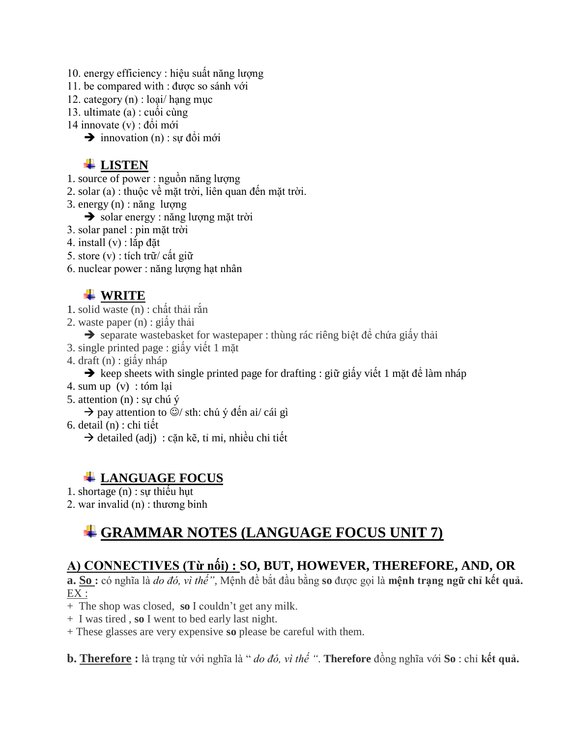10. energy efficiency : hiệu suất năng lượng
11. be compared with : được so sánh với
12. category (n) : loại/ hạng mục
13. ultimate (a) : cuối cùng
14 innovate (v) : đổi mới
   ➔ innovation (n) : sự đổi mới

### LISTEN

1. source of power : nguồn năng lượng
2. solar (a) : thuộc về mặt trời, liên quan đến mặt trời.
3. energy (n) : năng  lượng
   ➔ solar energy : năng lượng mặt trời
3. solar panel : pin mặt trời
4. install (v) : lắp đặt
5. store (v) : tích trữ/ cất giữ
6. nuclear power : năng lượng hạt nhân

### WRITE

1. solid waste (n) : chất thải rắn
2. waste paper (n) : giấy thải
   ➔ separate wastebasket for wastepaper : thùng rác riêng biệt để chứa giấy thải
3. single printed page : giấy viết 1 mặt
4. draft (n) : giấy nháp
   ➔ keep sheets with single printed page for drafting : giữ giấy viết 1 mặt để làm nháp
4. sum up  (v)  : tóm lại
5. attention (n) : sự chú ý
   → pay attention to ☺/ sth: chú ý đến ai/ cái gì
6. detail (n) : chi tiết
   → detailed (adj)  : cặn kẽ, tỉ mỉ, nhiều chi tiết

### LANGUAGE FOCUS

1. shortage (n) : sự thiếu hụt
2. war invalid (n) : thương binh

## GRAMMAR NOTES (LANGUAGE FOCUS UNIT 7)

### A) CONNECTIVES (Từ nối) : SO, BUT, HOWEVER, THEREFORE, AND, OR

**a. So :** có nghĩa là *do đó, vì thế"*, Mệnh đề bắt đầu bằng **so** được gọi là **mệnh trạng ngữ chỉ kết quả.**
EX :
+  The shop was closed,  **so** I couldn't get any milk.
+  I was tired , **so** I went to bed early last night.
+ These glasses are very expensive **so** please be careful with them.

**b. Therefore :** là trạng từ với nghĩa là " *do đó, vì thế "*. **Therefore** đồng nghĩa với **So** : chỉ **kết quả.**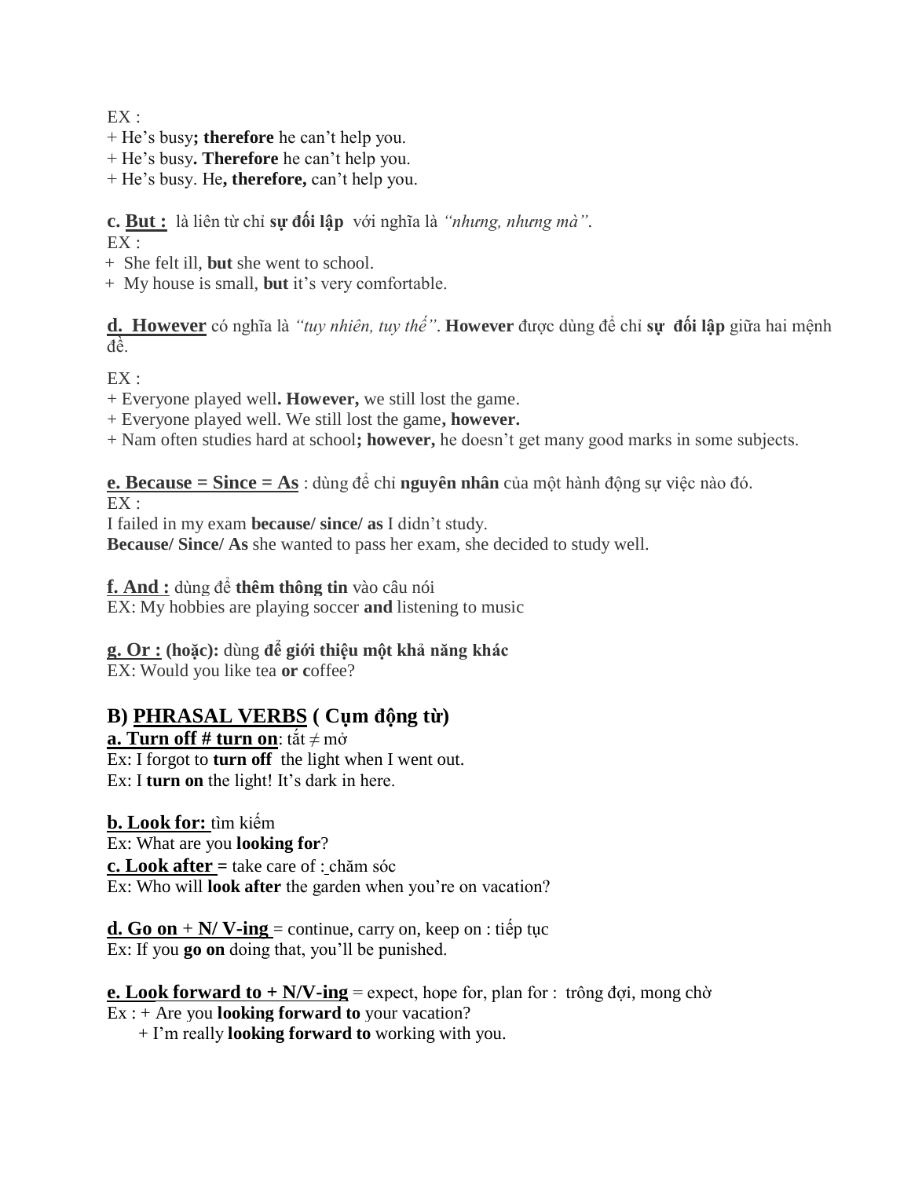EX :
+ He's busy**; therefore** he can't help you.
+ He's busy**. Therefore** he can't help you.
+ He's busy. He**, therefore,** can't help you.

**c. <u>But :</u>** là liên từ chỉ **sự đối lập** với nghĩa là *"nhưng, nhưng mà"*.
EX :
+ She felt ill, **but** she went to school.
+ My house is small, **but** it's very comfortable.

**<u>d. However</u>** có nghĩa là *"tuy nhiên, tuy thế"*. **However** được dùng để chỉ **sự đối lập** giữa hai mệnh đề.

EX :
+ Everyone played well**. However,** we still lost the game.
+ Everyone played well. We still lost the game**, however.**
+ Nam often studies hard at school**; however,** he doesn't get many good marks in some subjects.

**<u>e. Because = Since = As</u>** : dùng để chỉ **nguyên nhân** của một hành động sự việc nào đó.
EX :
I failed in my exam **because/ since/ as** I didn't study.
**Because/ Since/ As** she wanted to pass her exam, she decided to study well.

**<u>f. And :</u>** dùng để **thêm thông tin** vào câu nói
EX: My hobbies are playing soccer **and** listening to music

**<u>g. Or :</u> (hoặc):** dùng **để giới thiệu một khả năng khác**
EX: Would you like tea **or c**offee?

## B) <u>PHRASAL VERBS</u> ( Cụm động từ)

**<u>a. Turn off # turn on</u>**: tắt ≠ mở
Ex: I forgot to **turn off** the light when I went out.
Ex: I **turn on** the light! It's dark in here.

**<u>b. Look for:</u>** tìm kiếm
Ex: What are you **looking for**?
**<u>c. Look after</u> =** take care of : chăm sóc
Ex: Who will **look after** the garden when you're on vacation?

**<u>d. Go on</u> + <u>N/ V-ing</u>** = continue, carry on, keep on : tiếp tục
Ex: If you **go on** doing that, you'll be punished.

**<u>e. Look forward to + N/V-ing</u>** = expect, hope for, plan for : trông đợi, mong chờ
Ex : + Are you **looking forward to** your vacation?
+ I'm really **looking forward to** working with you.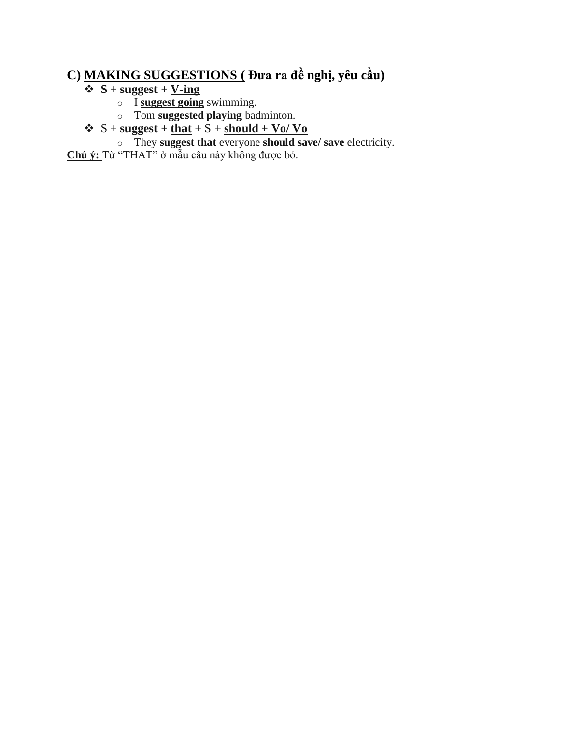## C) <u>MAKING SUGGESTIONS (</u> Đưa ra đề nghị, yêu cầu)

- **S + suggest + <u>V-ing</u>**
  - I **<u>suggest going</u>** swimming.
  - Tom **suggested playing** badminton.
- S + **suggest + <u>that</u>** + S + **<u>should + Vo/ Vo</u>**
  - They **suggest that** everyone **should save/ save** electricity.

**<u>Chú ý:</u>** Từ "THAT" ở mẫu câu này không được bỏ.